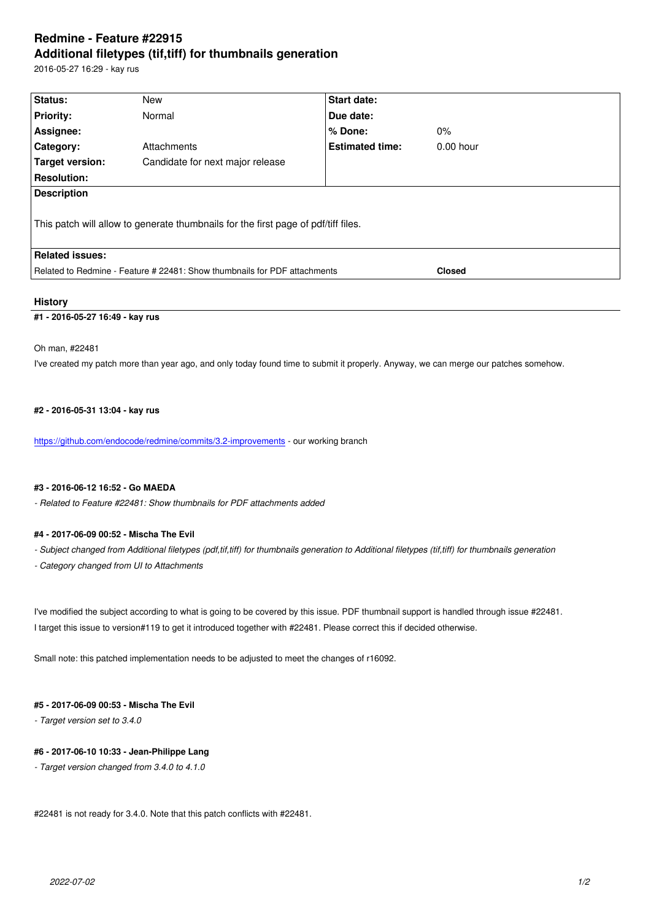# Redmine - Feature #22915
# Additional filetypes (tif,tiff) for thumbnails generation

2016-05-27 16:29 - kay rus

| Status: | New | Start date: | |
|---|---|---|---|
| Priority: | Normal | Due date: | |
| Assignee: | | % Done: | 0% |
| Category: | Attachments | Estimated time: | 0.00 hour |
| Target version: | Candidate for next major release | | |
| Resolution: | | | |

**Description**

This patch will allow to generate thumbnails for the first page of pdf/tiff files.

**Related issues:**

| | |
|---|---|
| Related to Redmine - Feature # 22481: Show thumbnails for PDF attachments | Closed |

## History

### #1 - 2016-05-27 16:49 - kay rus

Oh man, #22481

I've created my patch more than year ago, and only today found time to submit it properly. Anyway, we can merge our patches somehow.

### #2 - 2016-05-31 13:04 - kay rus

https://github.com/endocode/redmine/commits/3.2-improvements - our working branch

### #3 - 2016-06-12 16:52 - Go MAEDA

*- Related to Feature #22481: Show thumbnails for PDF attachments added*

### #4 - 2017-06-09 00:52 - Mischa The Evil

*- Subject changed from Additional filetypes (pdf,tif,tiff) for thumbnails generation to Additional filetypes (tif,tiff) for thumbnails generation*

*- Category changed from UI to Attachments*

I've modified the subject according to what is going to be covered by this issue. PDF thumbnail support is handled through issue #22481.

I target this issue to version#119 to get it introduced together with #22481. Please correct this if decided otherwise.

Small note: this patched implementation needs to be adjusted to meet the changes of r16092.

### #5 - 2017-06-09 00:53 - Mischa The Evil

*- Target version set to 3.4.0*

### #6 - 2017-06-10 10:33 - Jean-Philippe Lang

*- Target version changed from 3.4.0 to 4.1.0*

#22481 is not ready for 3.4.0. Note that this patch conflicts with #22481.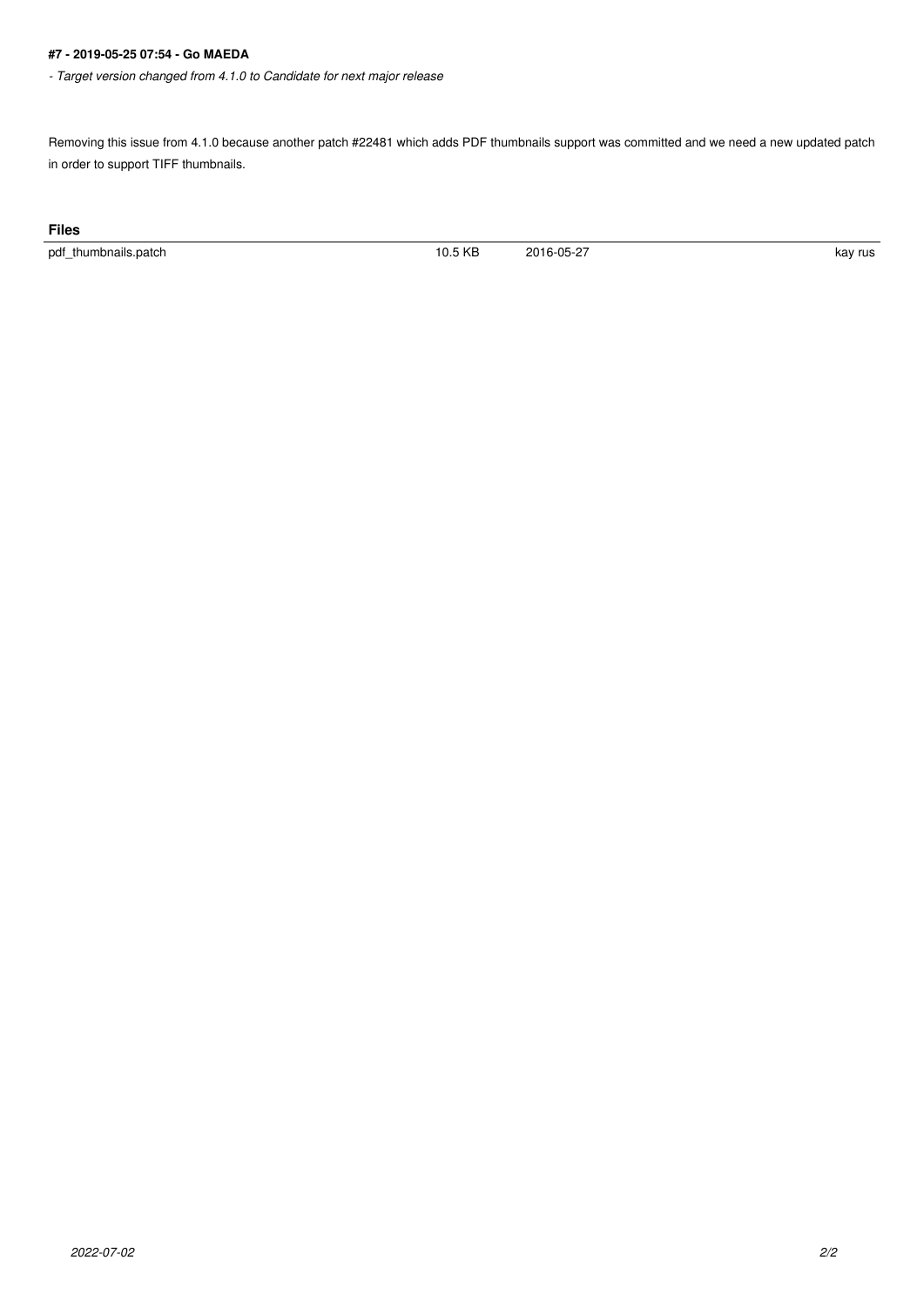#### #7 - 2019-05-25 07:54 - Go MAEDA

*- Target version changed from 4.1.0 to Candidate for next major release*

Removing this issue from 4.1.0 because another patch #22481 which adds PDF thumbnails support was committed and we need a new updated patch in order to support TIFF thumbnails.

### Files

| | | | |
|---|---|---|---|
| pdf_thumbnails.patch | 10.5 KB | 2016-05-27 | kay rus |